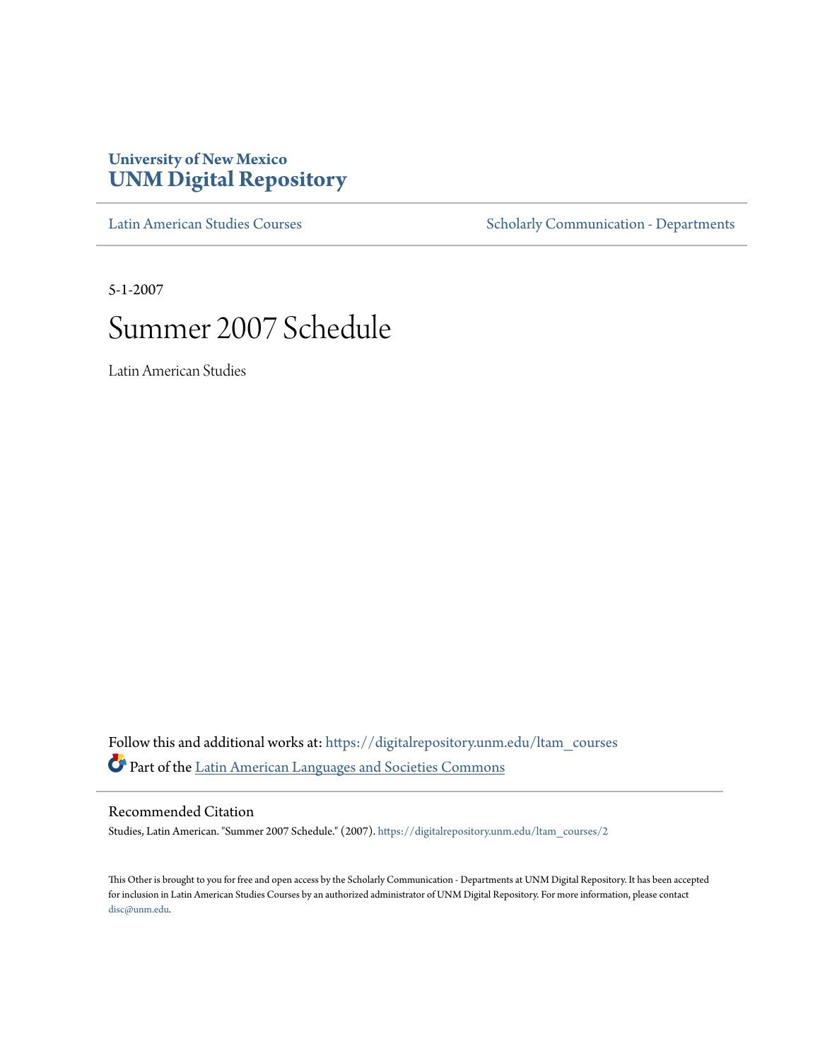University of New Mexico
# UNM Digital Repository

Latin American Studies Courses

Scholarly Communication - Departments

5-1-2007

# Summer 2007 Schedule

Latin American Studies

Follow this and additional works at: https://digitalrepository.unm.edu/ltam_courses

Part of the Latin American Languages and Societies Commons

## Recommended Citation

Studies, Latin American. "Summer 2007 Schedule." (2007). https://digitalrepository.unm.edu/ltam_courses/2

This Other is brought to you for free and open access by the Scholarly Communication - Departments at UNM Digital Repository. It has been accepted for inclusion in Latin American Studies Courses by an authorized administrator of UNM Digital Repository. For more information, please contact disc@unm.edu.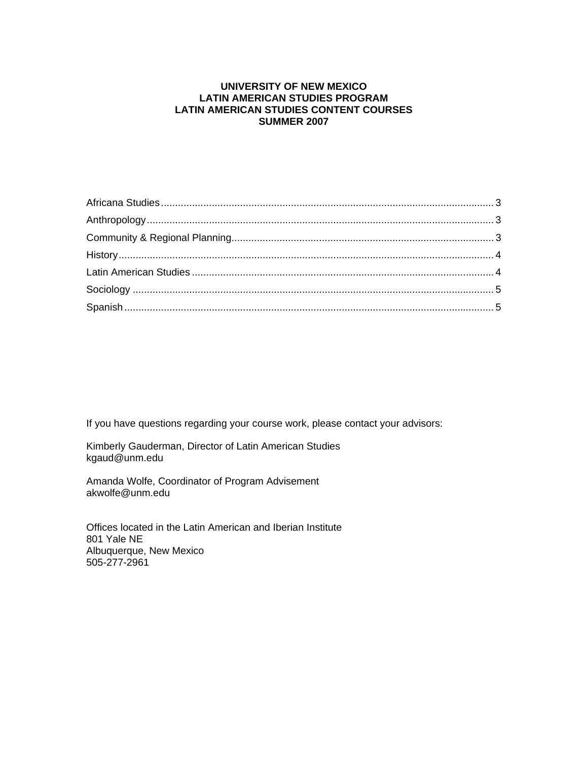**UNIVERSITY OF NEW MEXICO**
**LATIN AMERICAN STUDIES PROGRAM**
**LATIN AMERICAN STUDIES CONTENT COURSES**
**SUMMER 2007**

| | |
|---|---|
| Africana Studies | 3 |
| Anthropology | 3 |
| Community & Regional Planning | 3 |
| History | 4 |
| Latin American Studies | 4 |
| Sociology | 5 |
| Spanish | 5 |

If you have questions regarding your course work, please contact your advisors:

Kimberly Gauderman, Director of Latin American Studies
kgaud@unm.edu

Amanda Wolfe, Coordinator of Program Advisement
akwolfe@unm.edu

Offices located in the Latin American and Iberian Institute
801 Yale NE
Albuquerque, New Mexico
505-277-2961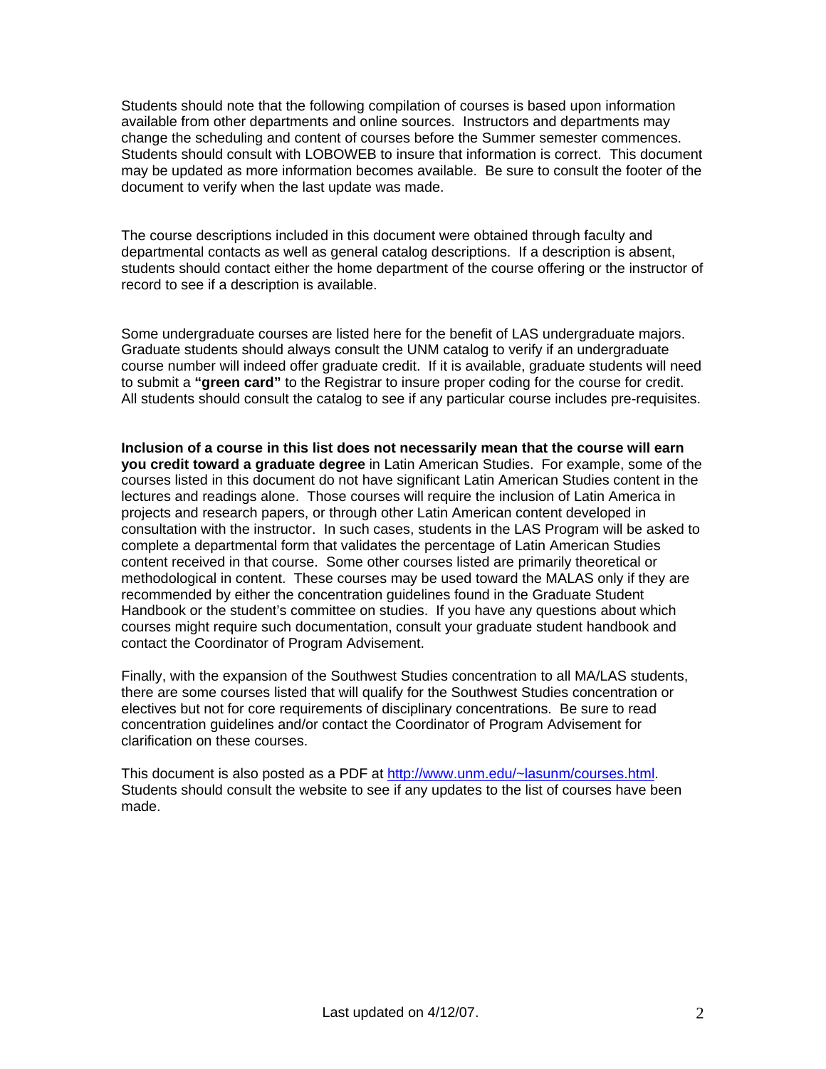Students should note that the following compilation of courses is based upon information available from other departments and online sources. Instructors and departments may change the scheduling and content of courses before the Summer semester commences. Students should consult with LOBOWEB to insure that information is correct. This document may be updated as more information becomes available. Be sure to consult the footer of the document to verify when the last update was made.

The course descriptions included in this document were obtained through faculty and departmental contacts as well as general catalog descriptions. If a description is absent, students should contact either the home department of the course offering or the instructor of record to see if a description is available.

Some undergraduate courses are listed here for the benefit of LAS undergraduate majors. Graduate students should always consult the UNM catalog to verify if an undergraduate course number will indeed offer graduate credit. If it is available, graduate students will need to submit a **"green card"** to the Registrar to insure proper coding for the course for credit. All students should consult the catalog to see if any particular course includes pre-requisites.

**Inclusion of a course in this list does not necessarily mean that the course will earn you credit toward a graduate degree** in Latin American Studies. For example, some of the courses listed in this document do not have significant Latin American Studies content in the lectures and readings alone. Those courses will require the inclusion of Latin America in projects and research papers, or through other Latin American content developed in consultation with the instructor. In such cases, students in the LAS Program will be asked to complete a departmental form that validates the percentage of Latin American Studies content received in that course. Some other courses listed are primarily theoretical or methodological in content. These courses may be used toward the MALAS only if they are recommended by either the concentration guidelines found in the Graduate Student Handbook or the student's committee on studies. If you have any questions about which courses might require such documentation, consult your graduate student handbook and contact the Coordinator of Program Advisement.

Finally, with the expansion of the Southwest Studies concentration to all MA/LAS students, there are some courses listed that will qualify for the Southwest Studies concentration or electives but not for core requirements of disciplinary concentrations. Be sure to read concentration guidelines and/or contact the Coordinator of Program Advisement for clarification on these courses.

This document is also posted as a PDF at http://www.unm.edu/~lasunm/courses.html. Students should consult the website to see if any updates to the list of courses have been made.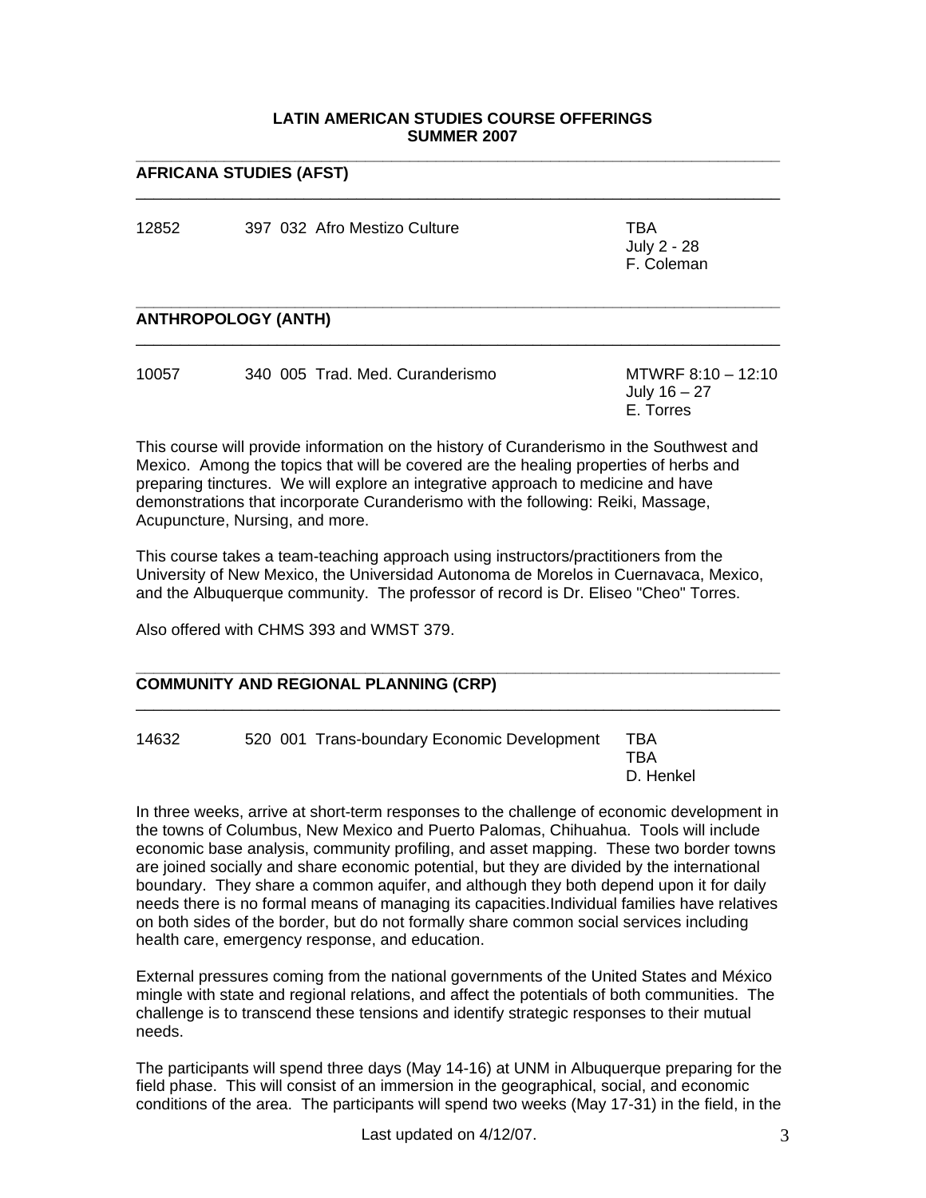**LATIN AMERICAN STUDIES COURSE OFFERINGS**
**SUMMER 2007**

## AFRICANA STUDIES (AFST)

| | | | |
|---|---|---|---|
| 12852 | 397 032 | Afro Mestizo Culture | TBA<br>July 2 - 28<br>F. Coleman |

## ANTHROPOLOGY (ANTH)

| | | | |
|---|---|---|---|
| 10057 | 340 005 | Trad. Med. Curanderismo | MTWRF 8:10 – 12:10<br>July 16 – 27<br>E. Torres |

This course will provide information on the history of Curanderismo in the Southwest and Mexico. Among the topics that will be covered are the healing properties of herbs and preparing tinctures. We will explore an integrative approach to medicine and have demonstrations that incorporate Curanderismo with the following: Reiki, Massage, Acupuncture, Nursing, and more.

This course takes a team-teaching approach using instructors/practitioners from the University of New Mexico, the Universidad Autonoma de Morelos in Cuernavaca, Mexico, and the Albuquerque community. The professor of record is Dr. Eliseo "Cheo" Torres.

Also offered with CHMS 393 and WMST 379.

## COMMUNITY AND REGIONAL PLANNING (CRP)

| | | | |
|---|---|---|---|
| 14632 | 520 001 | Trans-boundary Economic Development | TBA<br>TBA<br>D. Henkel |

In three weeks, arrive at short-term responses to the challenge of economic development in the towns of Columbus, New Mexico and Puerto Palomas, Chihuahua. Tools will include economic base analysis, community profiling, and asset mapping. These two border towns are joined socially and share economic potential, but they are divided by the international boundary. They share a common aquifer, and although they both depend upon it for daily needs there is no formal means of managing its capacities.Individual families have relatives on both sides of the border, but do not formally share common social services including health care, emergency response, and education.

External pressures coming from the national governments of the United States and México mingle with state and regional relations, and affect the potentials of both communities. The challenge is to transcend these tensions and identify strategic responses to their mutual needs.

The participants will spend three days (May 14-16) at UNM in Albuquerque preparing for the field phase. This will consist of an immersion in the geographical, social, and economic conditions of the area. The participants will spend two weeks (May 17-31) in the field, in the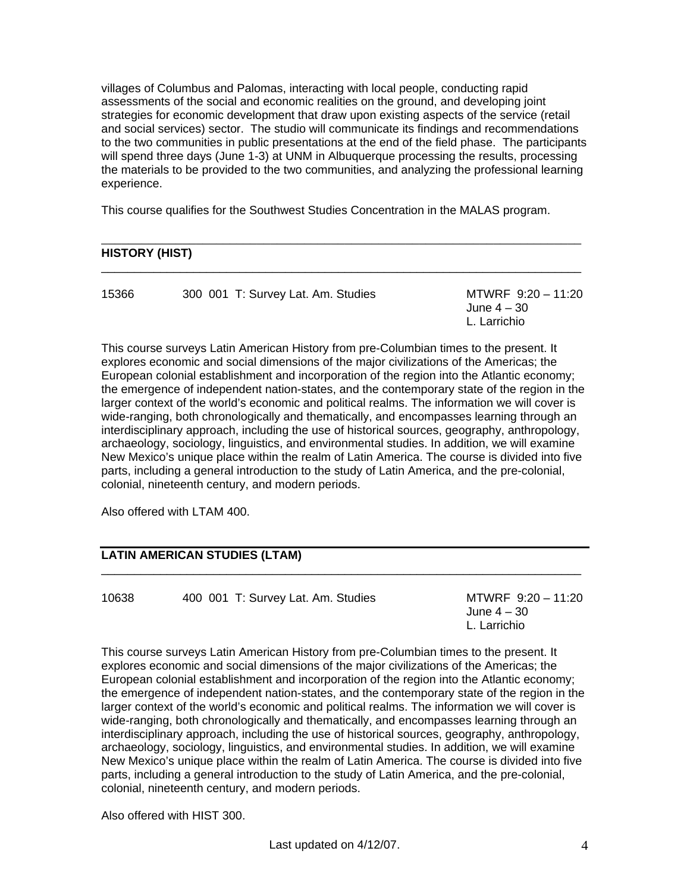villages of Columbus and Palomas, interacting with local people, conducting rapid assessments of the social and economic realities on the ground, and developing joint strategies for economic development that draw upon existing aspects of the service (retail and social services) sector. The studio will communicate its findings and recommendations to the two communities in public presentations at the end of the field phase. The participants will spend three days (June 1-3) at UNM in Albuquerque processing the results, processing the materials to be provided to the two communities, and analyzing the professional learning experience.

This course qualifies for the Southwest Studies Concentration in the MALAS program.

## HISTORY (HIST)

15366 &nbsp;&nbsp;&nbsp; 300 001 T: Survey Lat. Am. Studies &nbsp;&nbsp;&nbsp; MTWRF 9:20 – 11:20
June 4 – 30
L. Larrichio

This course surveys Latin American History from pre-Columbian times to the present. It explores economic and social dimensions of the major civilizations of the Americas; the European colonial establishment and incorporation of the region into the Atlantic economy; the emergence of independent nation-states, and the contemporary state of the region in the larger context of the world's economic and political realms. The information we will cover is wide-ranging, both chronologically and thematically, and encompasses learning through an interdisciplinary approach, including the use of historical sources, geography, anthropology, archaeology, sociology, linguistics, and environmental studies. In addition, we will examine New Mexico's unique place within the realm of Latin America. The course is divided into five parts, including a general introduction to the study of Latin America, and the pre-colonial, colonial, nineteenth century, and modern periods.

Also offered with LTAM 400.

## LATIN AMERICAN STUDIES (LTAM)

10638 &nbsp;&nbsp;&nbsp; 400 001 T: Survey Lat. Am. Studies &nbsp;&nbsp;&nbsp; MTWRF 9:20 – 11:20
June 4 – 30
L. Larrichio

This course surveys Latin American History from pre-Columbian times to the present. It explores economic and social dimensions of the major civilizations of the Americas; the European colonial establishment and incorporation of the region into the Atlantic economy; the emergence of independent nation-states, and the contemporary state of the region in the larger context of the world's economic and political realms. The information we will cover is wide-ranging, both chronologically and thematically, and encompasses learning through an interdisciplinary approach, including the use of historical sources, geography, anthropology, archaeology, sociology, linguistics, and environmental studies. In addition, we will examine New Mexico's unique place within the realm of Latin America. The course is divided into five parts, including a general introduction to the study of Latin America, and the pre-colonial, colonial, nineteenth century, and modern periods.

Also offered with HIST 300.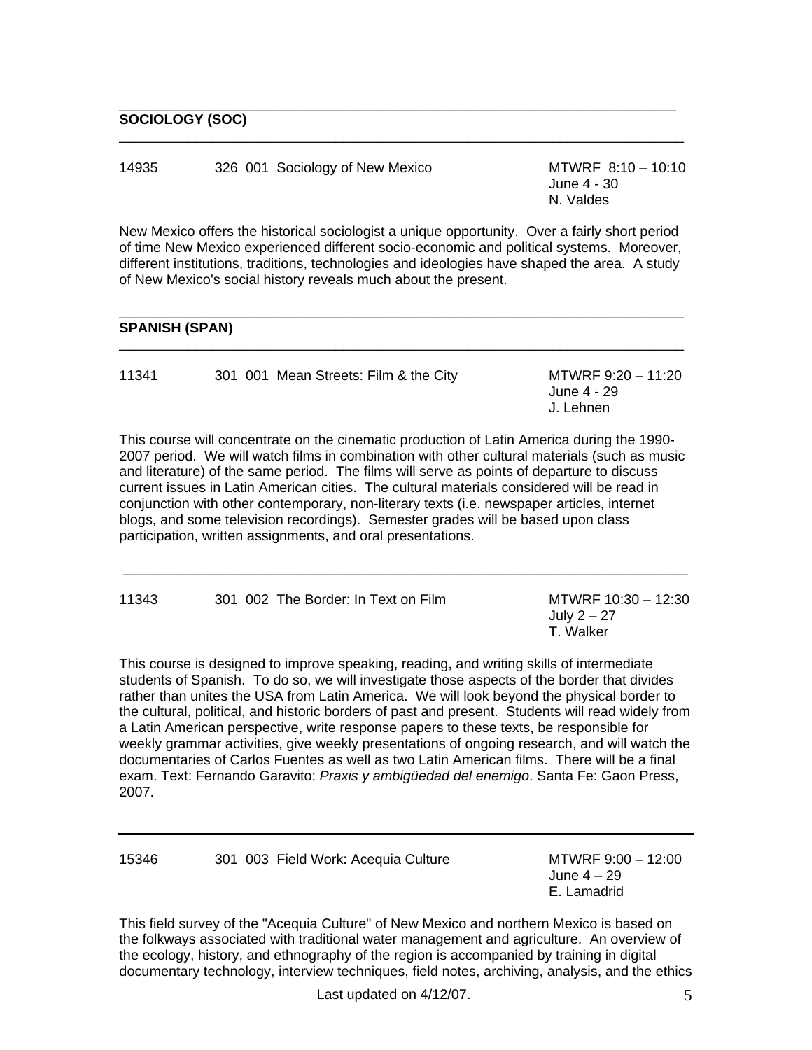## SOCIOLOGY (SOC)

14935 326 001 Sociology of New Mexico

MTWRF 8:10 – 10:10
June 4 - 30
N. Valdes

New Mexico offers the historical sociologist a unique opportunity. Over a fairly short period of time New Mexico experienced different socio-economic and political systems. Moreover, different institutions, traditions, technologies and ideologies have shaped the area. A study of New Mexico's social history reveals much about the present.

## SPANISH (SPAN)

11341 301 001 Mean Streets: Film & the City

MTWRF 9:20 – 11:20
June 4 - 29
J. Lehnen

This course will concentrate on the cinematic production of Latin America during the 1990-2007 period. We will watch films in combination with other cultural materials (such as music and literature) of the same period. The films will serve as points of departure to discuss current issues in Latin American cities. The cultural materials considered will be read in conjunction with other contemporary, non-literary texts (i.e. newspaper articles, internet blogs, and some television recordings). Semester grades will be based upon class participation, written assignments, and oral presentations.

---

11343 301 002 The Border: In Text on Film

MTWRF 10:30 – 12:30
July 2 – 27
T. Walker

This course is designed to improve speaking, reading, and writing skills of intermediate students of Spanish. To do so, we will investigate those aspects of the border that divides rather than unites the USA from Latin America. We will look beyond the physical border to the cultural, political, and historic borders of past and present. Students will read widely from a Latin American perspective, write response papers to these texts, be responsible for weekly grammar activities, give weekly presentations of ongoing research, and will watch the documentaries of Carlos Fuentes as well as two Latin American films. There will be a final exam. Text: Fernando Garavito: *Praxis y ambigüedad del enemigo*. Santa Fe: Gaon Press, 2007.

---

15346 301 003 Field Work: Acequia Culture

MTWRF 9:00 – 12:00
June 4 – 29
E. Lamadrid

This field survey of the "Acequia Culture" of New Mexico and northern Mexico is based on the folkways associated with traditional water management and agriculture. An overview of the ecology, history, and ethnography of the region is accompanied by training in digital documentary technology, interview techniques, field notes, archiving, analysis, and the ethics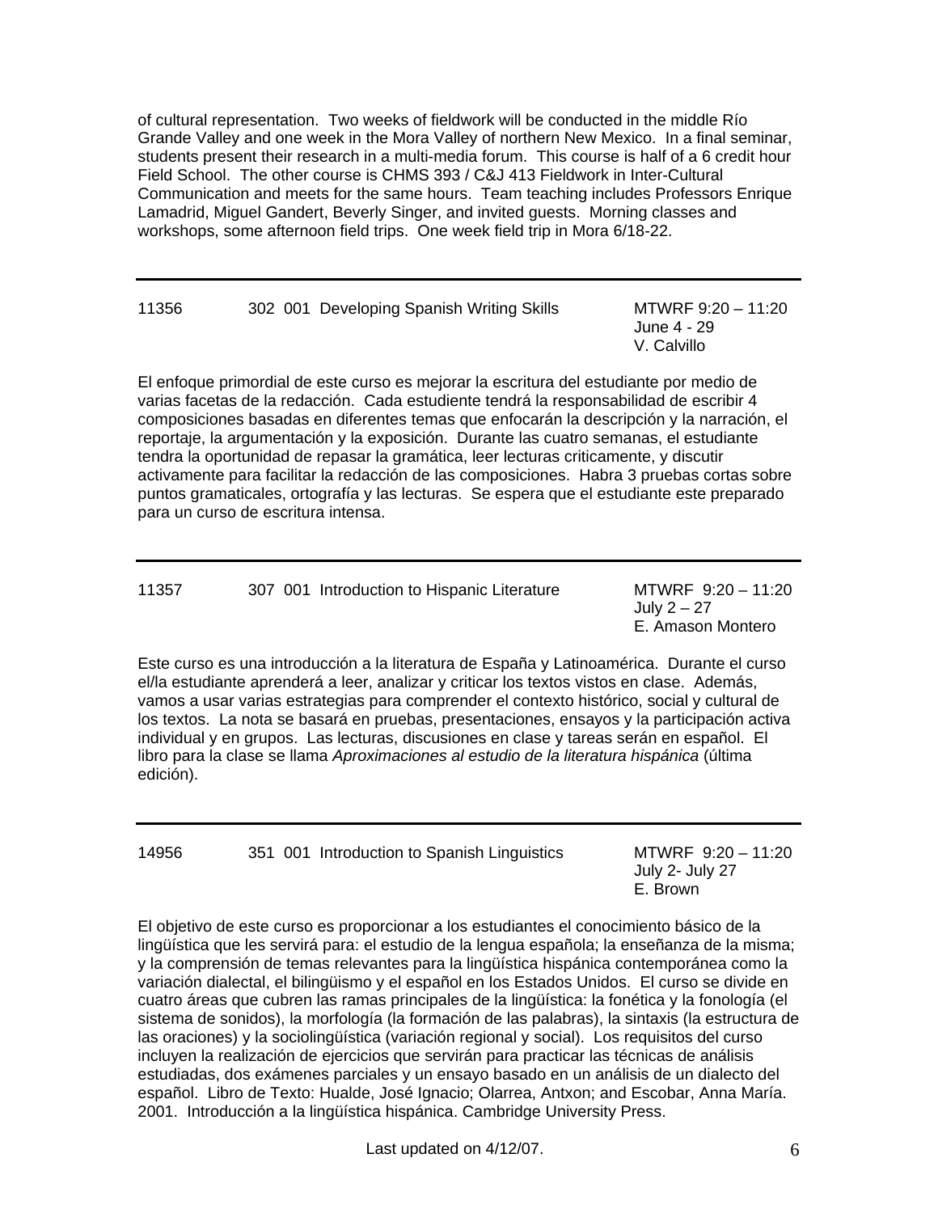of cultural representation. Two weeks of fieldwork will be conducted in the middle Río Grande Valley and one week in the Mora Valley of northern New Mexico. In a final seminar, students present their research in a multi-media forum. This course is half of a 6 credit hour Field School. The other course is CHMS 393 / C&J 413 Fieldwork in Inter-Cultural Communication and meets for the same hours. Team teaching includes Professors Enrique Lamadrid, Miguel Gandert, Beverly Singer, and invited guests. Morning classes and workshops, some afternoon field trips. One week field trip in Mora 6/18-22.

---

11356 | 302 001 Developing Spanish Writing Skills | MTWRF 9:20 – 11:20
June 4 - 29
V. Calvillo

El enfoque primordial de este curso es mejorar la escritura del estudiante por medio de varias facetas de la redacción. Cada estudiente tendrá la responsabilidad de escribir 4 composiciones basadas en diferentes temas que enfocarán la descripción y la narración, el reportaje, la argumentación y la exposición. Durante las cuatro semanas, el estudiante tendra la oportunidad de repasar la gramática, leer lecturas criticamente, y discutir activamente para facilitar la redacción de las composiciones. Habra 3 pruebas cortas sobre puntos gramaticales, ortografía y las lecturas. Se espera que el estudiante este preparado para un curso de escritura intensa.

---

11357 | 307 001 Introduction to Hispanic Literature | MTWRF 9:20 – 11:20
July 2 – 27
E. Amason Montero

Este curso es una introducción a la literatura de España y Latinoamérica. Durante el curso el/la estudiante aprenderá a leer, analizar y criticar los textos vistos en clase. Además, vamos a usar varias estrategias para comprender el contexto histórico, social y cultural de los textos. La nota se basará en pruebas, presentaciones, ensayos y la participación activa individual y en grupos. Las lecturas, discusiones en clase y tareas serán en español. El libro para la clase se llama *Aproximaciones al estudio de la literatura hispánica* (última edición).

---

14956 | 351 001 Introduction to Spanish Linguistics | MTWRF 9:20 – 11:20
July 2- July 27
E. Brown

El objetivo de este curso es proporcionar a los estudiantes el conocimiento básico de la lingüística que les servirá para: el estudio de la lengua española; la enseñanza de la misma; y la comprensión de temas relevantes para la lingüística hispánica contemporánea como la variación dialectal, el bilingüismo y el español en los Estados Unidos. El curso se divide en cuatro áreas que cubren las ramas principales de la lingüística: la fonética y la fonología (el sistema de sonidos), la morfología (la formación de las palabras), la sintaxis (la estructura de las oraciones) y la sociolingüística (variación regional y social). Los requisitos del curso incluyen la realización de ejercicios que servirán para practicar las técnicas de análisis estudiadas, dos exámenes parciales y un ensayo basado en un análisis de un dialecto del español. Libro de Texto: Hualde, José Ignacio; Olarrea, Antxon; and Escobar, Anna María. 2001. Introducción a la lingüística hispánica. Cambridge University Press.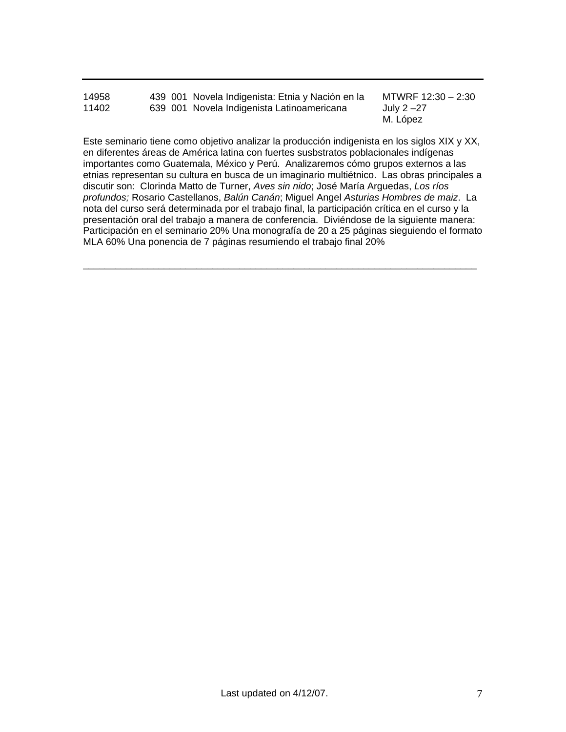| | | | | |
|---|---|---|---|---|
| 14958 | 439 | 001 | Novela Indigenista: Etnia y Nación en la | MTWRF 12:30 – 2:30 |
| 11402 | 639 | 001 | Novela Indigenista Latinoamericana | July 2 –27 |
| | | | | M. López |

Este seminario tiene como objetivo analizar la producción indigenista en los siglos XIX y XX, en diferentes áreas de América latina con fuertes susbstratos poblacionales indígenas importantes como Guatemala, México y Perú. Analizaremos cómo grupos externos a las etnias representan su cultura en busca de un imaginario multiétnico. Las obras principales a discutir son: Clorinda Matto de Turner, *Aves sin nido*; José María Arguedas, *Los ríos profundos;* Rosario Castellanos, *Balún Canán*; Miguel Angel *Asturias Hombres de maiz*. La nota del curso será determinada por el trabajo final, la participación crítica en el curso y la presentación oral del trabajo a manera de conferencia. Diviéndose de la siguiente manera: Participación en el seminario 20% Una monografía de 20 a 25 páginas sieguiendo el formato MLA 60% Una ponencia de 7 páginas resumiendo el trabajo final 20%

Last updated on 4/12/07.